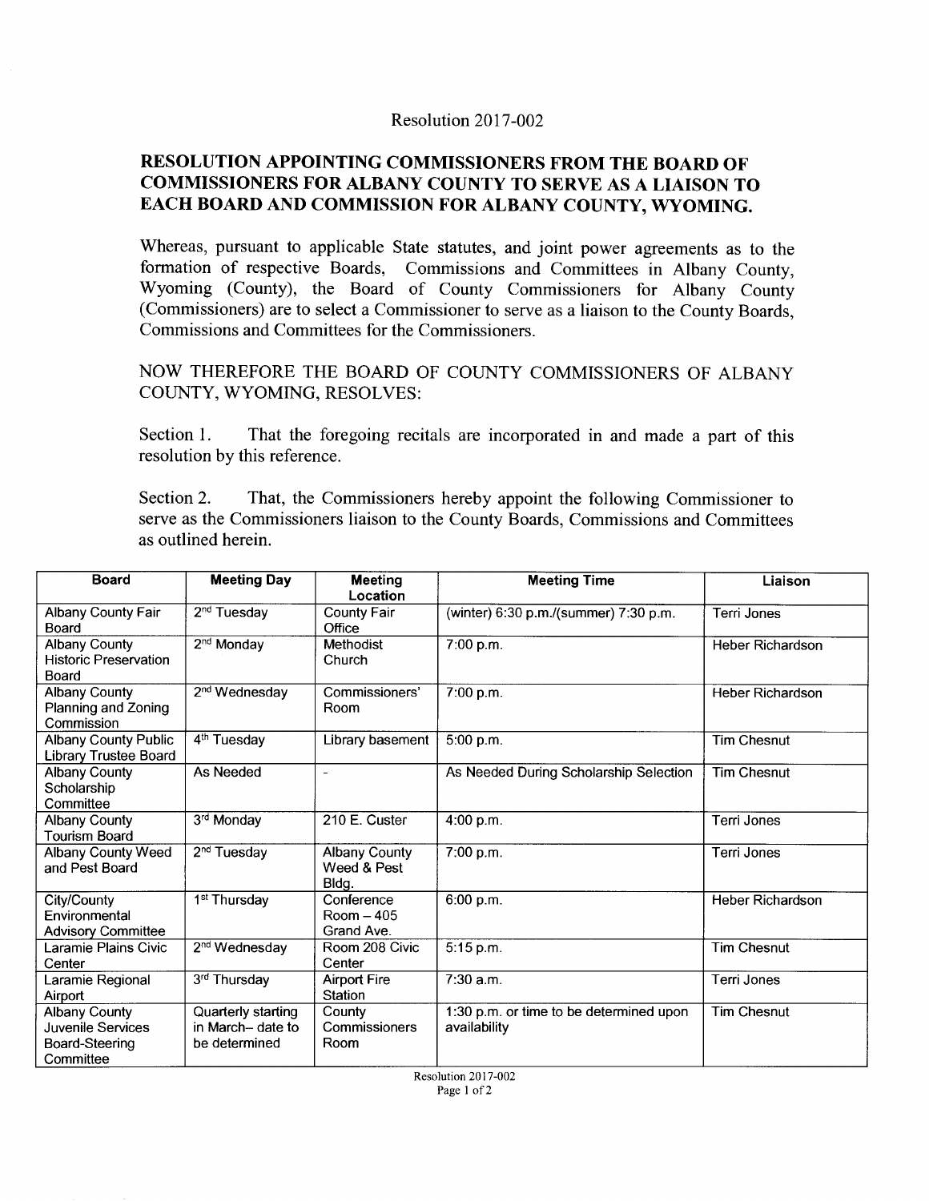Resolution 2017-002

## RESOLUTION APPOINTING COMMISSIONERS FROM THE BOARD OF COMMISSIONERS FOR ALBANY COUNTY TO SERVE AS A LIAISON TO EACH BOARD AND COMMISSION FOR ALBANY COUNTY, WYOMING.

Whereas, pursuant to applicable State statutes, and joint power agreements as to the formation of respective Boards, Commissions and Committees in Albany County, Wyoming (County), the Board of County Commissioners for Albany County (Commissioners) are to select a Commissioner to serve as a liaison to the County Boards, Commissions and Committees for the Commissioners.

NOW THEREFORE THE BOARD OF COUNTY COMMISSIONERS OF ALBANY COUNTY, WYOMING, RESOLVES:

Section 1. That the foregoing recitals are incorporated in and made a part of this resolution by this reference.

Section 2. That, the Commissioners hereby appoint the following Commissioner to serve as the Commissioners liaison to the County Boards, Commissions and Committees as outlined herein.

| Board | Meeting Day | Meeting Location | Meeting Time | Liaison |
|---|---|---|---|---|
| Albany County Fair Board | 2nd Tuesday | County Fair Office | (winter) 6:30 p.m./(summer) 7:30 p.m. | Terri Jones |
| Albany County Historic Preservation Board | 2nd Monday | Methodist Church | 7:00 p.m. | Heber Richardson |
| Albany County Planning and Zoning Commission | 2nd Wednesday | Commissioners' Room | 7:00 p.m. | Heber Richardson |
| Albany County Public Library Trustee Board | 4th Tuesday | Library basement | 5:00 p.m. | Tim Chesnut |
| Albany County Scholarship Committee | As Needed | - | As Needed During Scholarship Selection | Tim Chesnut |
| Albany County Tourism Board | 3rd Monday | 210 E. Custer | 4:00 p.m. | Terri Jones |
| Albany County Weed and Pest Board | 2nd Tuesday | Albany County Weed & Pest Bldg. | 7:00 p.m. | Terri Jones |
| City/County Environmental Advisory Committee | 1st Thursday | Conference Room – 405 Grand Ave. | 6:00 p.m. | Heber Richardson |
| Laramie Plains Civic Center | 2nd Wednesday | Room 208 Civic Center | 5:15 p.m. | Tim Chesnut |
| Laramie Regional Airport | 3rd Thursday | Airport Fire Station | 7:30 a.m. | Terri Jones |
| Albany County Juvenile Services Board-Steering Committee | Quarterly starting in March– date to be determined | County Commissioners Room | 1:30 p.m. or time to be determined upon availability | Tim Chesnut |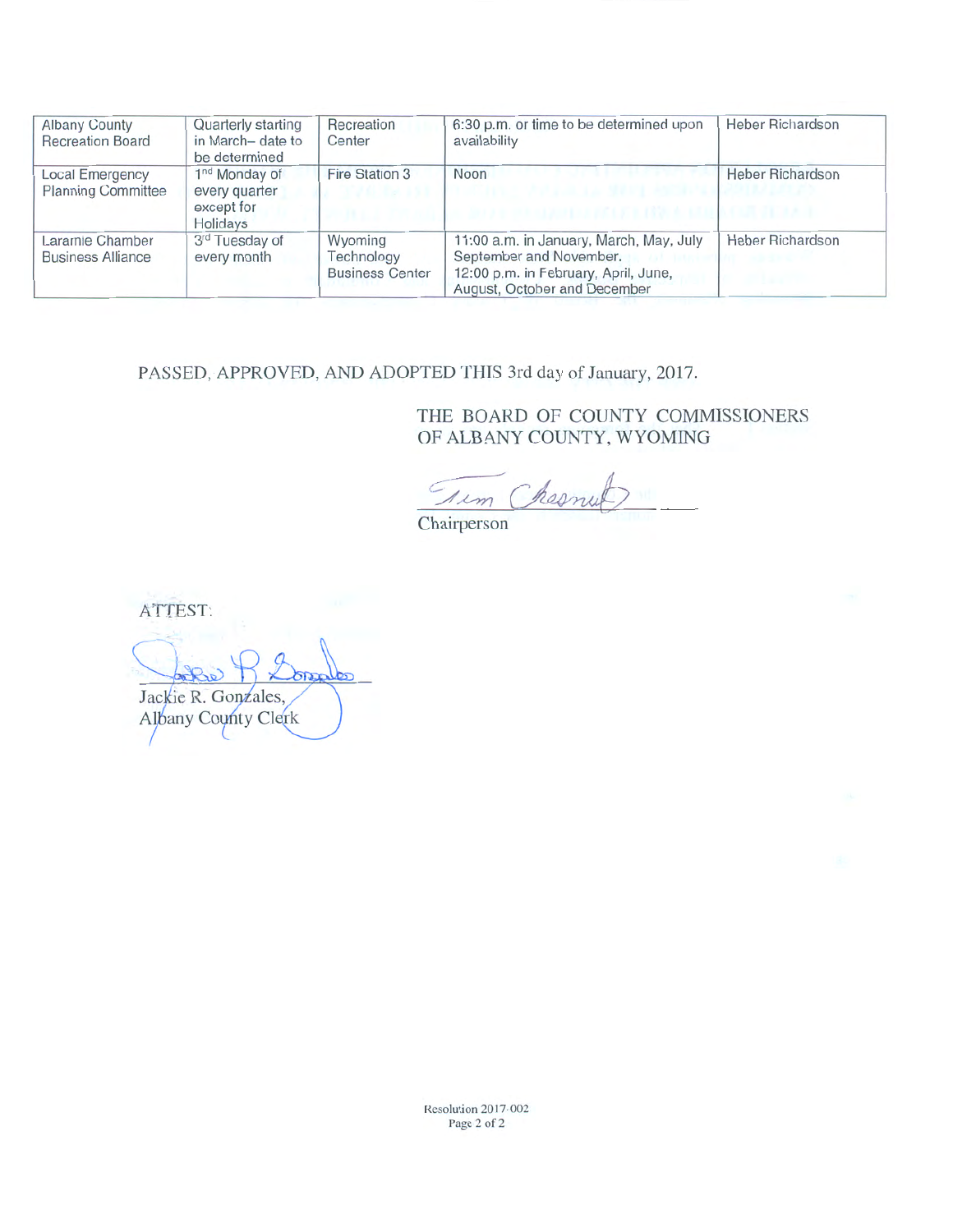| | | | | |
|---|---|---|---|---|
| Albany County Recreation Board | Quarterly starting in March– date to be determined | Recreation Center | 6:30 p.m. or time to be determined upon availability | Heber Richardson |
| Local Emergency Planning Committee | 1nd Monday of every quarter except for Holidays | Fire Station 3 | Noon | Heber Richardson |
| Laramie Chamber Business Alliance | 3rd Tuesday of every month | Wyoming Technology Business Center | 11:00 a.m. in January, March, May, July September and November. 12:00 p.m. in February, April, June, August, October and December | Heber Richardson |

PASSED, APPROVED, AND ADOPTED THIS 3rd day of January, 2017.

THE BOARD OF COUNTY COMMISSIONERS
OF ALBANY COUNTY, WYOMING

Tim Chesnut

Chairperson

ATTEST:

Jackie R. Gonzales

Jackie R. Gonzales,
Albany County Clerk

Resolution 2017-002